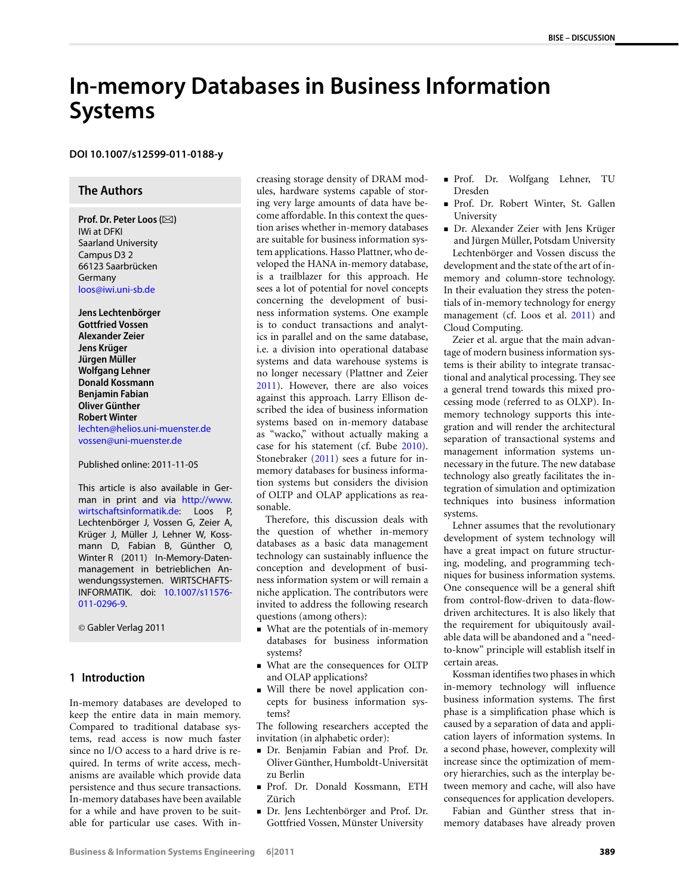# In-memory Databases in Business Information Systems

**DOI 10.1007/s12599-011-0188-y**

## The Authors

**Prof. Dr. Peter Loos** (✉)
IWi at DFKI
Saarland University
Campus D3 2
66123 Saarbrücken
Germany
loos@iwi.uni-sb.de

**Jens Lechtenbörger**
**Gottfried Vossen**
**Alexander Zeier**
**Jens Krüger**
**Jürgen Müller**
**Wolfgang Lehner**
**Donald Kossmann**
**Benjamin Fabian**
**Oliver Günther**
**Robert Winter**
lechten@helios.uni-muenster.de
vossen@uni-muenster.de

Published online: 2011-11-05

This article is also available in German in print and via http://www.wirtschaftsinformatik.de: Loos P, Lechtenbörger J, Vossen G, Zeier A, Krüger J, Müller J, Lehner W, Kossmann D, Fabian B, Günther O, Winter R (2011) In-Memory-Datenmanagement in betrieblichen Anwendungssystemen. WIRTSCHAFTSINFORMATIK. doi: 10.1007/s11576-011-0296-9.

© Gabler Verlag 2011

## 1 Introduction

In-memory databases are developed to keep the entire data in main memory. Compared to traditional database systems, read access is now much faster since no I/O access to a hard drive is required. In terms of write access, mechanisms are available which provide data persistence and thus secure transactions. In-memory databases have been available for a while and have proven to be suitable for particular use cases. With increasing storage density of DRAM modules, hardware systems capable of storing very large amounts of data have become affordable. In this context the question arises whether in-memory databases are suitable for business information system applications. Hasso Plattner, who developed the HANA in-memory database, is a trailblazer for this approach. He sees a lot of potential for novel concepts concerning the development of business information systems. One example is to conduct transactions and analytics in parallel and on the same database, i.e. a division into operational database systems and data warehouse systems is no longer necessary (Plattner and Zeier 2011). However, there are also voices against this approach. Larry Ellison described the idea of business information systems based on in-memory database as "wacko," without actually making a case for his statement (cf. Bube 2010). Stonebraker (2011) sees a future for in-memory databases for business information systems but considers the division of OLTP and OLAP applications as reasonable.

Therefore, this discussion deals with the question of whether in-memory databases as a basic data management technology can sustainably influence the conception and development of business information system or will remain a niche application. The contributors were invited to address the following research questions (among others):

- What are the potentials of in-memory databases for business information systems?
- What are the consequences for OLTP and OLAP applications?
- Will there be novel application concepts for business information systems?

The following researchers accepted the invitation (in alphabetic order):

- Dr. Benjamin Fabian and Prof. Dr. Oliver Günther, Humboldt-Universität zu Berlin
- Prof. Dr. Donald Kossmann, ETH Zürich
- Dr. Jens Lechtenbörger and Prof. Dr. Gottfried Vossen, Münster University
- Prof. Dr. Wolfgang Lehner, TU Dresden
- Prof. Dr. Robert Winter, St. Gallen University
- Dr. Alexander Zeier with Jens Krüger and Jürgen Müller, Potsdam University

Lechtenbörger and Vossen discuss the development and the state of the art of in-memory and column-store technology. In their evaluation they stress the potentials of in-memory technology for energy management (cf. Loos et al. 2011) and Cloud Computing.

Zeier et al. argue that the main advantage of modern business information systems is their ability to integrate transactional and analytical processing. They see a general trend towards this mixed processing mode (referred to as OLXP). In-memory technology supports this integration and will render the architectural separation of transactional systems and management information systems unnecessary in the future. The new database technology also greatly facilitates the integration of simulation and optimization techniques into business information systems.

Lehner assumes that the revolutionary development of system technology will have a great impact on future structuring, modeling, and programming techniques for business information systems. One consequence will be a general shift from control-flow-driven to data-flow-driven architectures. It is also likely that the requirement for ubiquitously available data will be abandoned and a "need-to-know" principle will establish itself in certain areas.

Kossman identifies two phases in which in-memory technology will influence business information systems. The first phase is a simplification phase which is caused by a separation of data and application layers of information systems. In a second phase, however, complexity will increase since the optimization of memory hierarchies, such as the interplay between memory and cache, will also have consequences for application developers.

Fabian and Günther stress that in-memory databases have already proven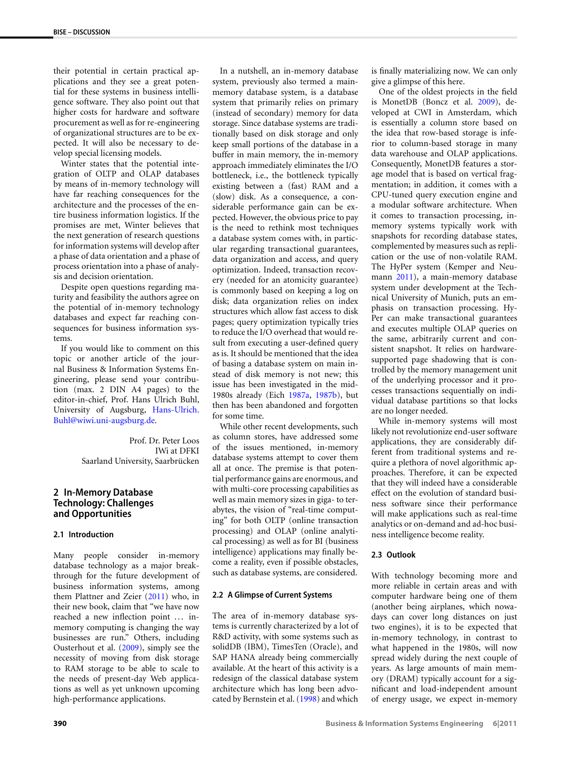their potential in certain practical applications and they see a great potential for these systems in business intelligence software. They also point out that higher costs for hardware and software procurement as well as for re-engineering of organizational structures are to be expected. It will also be necessary to develop special licensing models.

Winter states that the potential integration of OLTP and OLAP databases by means of in-memory technology will have far reaching consequences for the architecture and the processes of the entire business information logistics. If the promises are met, Winter believes that the next generation of research questions for information systems will develop after a phase of data orientation and a phase of process orientation into a phase of analysis and decision orientation.

Despite open questions regarding maturity and feasibility the authors agree on the potential of in-memory technology databases and expect far reaching consequences for business information systems.

If you would like to comment on this topic or another article of the journal Business & Information Systems Engineering, please send your contribution (max. 2 DIN A4 pages) to the editor-in-chief, Prof. Hans Ulrich Buhl, University of Augsburg, Hans-Ulrich.Buhl@wiwi.uni-augsburg.de.

Prof. Dr. Peter Loos
IWi at DFKI
Saarland University, Saarbrücken

## 2 In-Memory Database Technology: Challenges and Opportunities

### 2.1 Introduction

Many people consider in-memory database technology as a major breakthrough for the future development of business information systems, among them Plattner and Zeier (2011) who, in their new book, claim that "we have now reached a new inflection point … in-memory computing is changing the way businesses are run." Others, including Ousterhout et al. (2009), simply see the necessity of moving from disk storage to RAM storage to be able to scale to the needs of present-day Web applications as well as yet unknown upcoming high-performance applications.

In a nutshell, an in-memory database system, previously also termed a main-memory database system, is a database system that primarily relies on primary (instead of secondary) memory for data storage. Since database systems are traditionally based on disk storage and only keep small portions of the database in a buffer in main memory, the in-memory approach immediately eliminates the I/O bottleneck, i.e., the bottleneck typically existing between a (fast) RAM and a (slow) disk. As a consequence, a considerable performance gain can be expected. However, the obvious price to pay is the need to rethink most techniques a database system comes with, in particular regarding transactional guarantees, data organization and access, and query optimization. Indeed, transaction recovery (needed for an atomicity guarantee) is commonly based on keeping a log on disk; data organization relies on index structures which allow fast access to disk pages; query optimization typically tries to reduce the I/O overhead that would result from executing a user-defined query as is. It should be mentioned that the idea of basing a database system on main instead of disk memory is not new; this issue has been investigated in the mid-1980s already (Eich 1987a, 1987b), but then has been abandoned and forgotten for some time.

While other recent developments, such as column stores, have addressed some of the issues mentioned, in-memory database systems attempt to cover them all at once. The premise is that potential performance gains are enormous, and with multi-core processing capabilities as well as main memory sizes in giga- to terabytes, the vision of "real-time computing" for both OLTP (online transaction processing) and OLAP (online analytical processing) as well as for BI (business intelligence) applications may finally become a reality, even if possible obstacles, such as database systems, are considered.

### 2.2 A Glimpse of Current Systems

The area of in-memory database systems is currently characterized by a lot of R&D activity, with some systems such as solidDB (IBM), TimesTen (Oracle), and SAP HANA already being commercially available. At the heart of this activity is a redesign of the classical database system architecture which has long been advocated by Bernstein et al. (1998) and which is finally materializing now. We can only give a glimpse of this here.

One of the oldest projects in the field is MonetDB (Boncz et al. 2009), developed at CWI in Amsterdam, which is essentially a column store based on the idea that row-based storage is inferior to column-based storage in many data warehouse and OLAP applications. Consequently, MonetDB features a storage model that is based on vertical fragmentation; in addition, it comes with a CPU-tuned query execution engine and a modular software architecture. When it comes to transaction processing, in-memory systems typically work with snapshots for recording database states, complemented by measures such as replication or the use of non-volatile RAM. The HyPer system (Kemper and Neumann 2011), a main-memory database system under development at the Technical University of Munich, puts an emphasis on transaction processing. HyPer can make transactional guarantees and executes multiple OLAP queries on the same, arbitrarily current and consistent snapshot. It relies on hardware-supported page shadowing that is controlled by the memory management unit of the underlying processor and it processes transactions sequentially on individual database partitions so that locks are no longer needed.

While in-memory systems will most likely not revolutionize end-user software applications, they are considerably different from traditional systems and require a plethora of novel algorithmic approaches. Therefore, it can be expected that they will indeed have a considerable effect on the evolution of standard business software since their performance will make applications such as real-time analytics or on-demand and ad-hoc business intelligence become reality.

### 2.3 Outlook

With technology becoming more and more reliable in certain areas and with computer hardware being one of them (another being airplanes, which nowadays can cover long distances on just two engines), it is to be expected that in-memory technology, in contrast to what happened in the 1980s, will now spread widely during the next couple of years. As large amounts of main memory (DRAM) typically account for a significant and load-independent amount of energy usage, we expect in-memory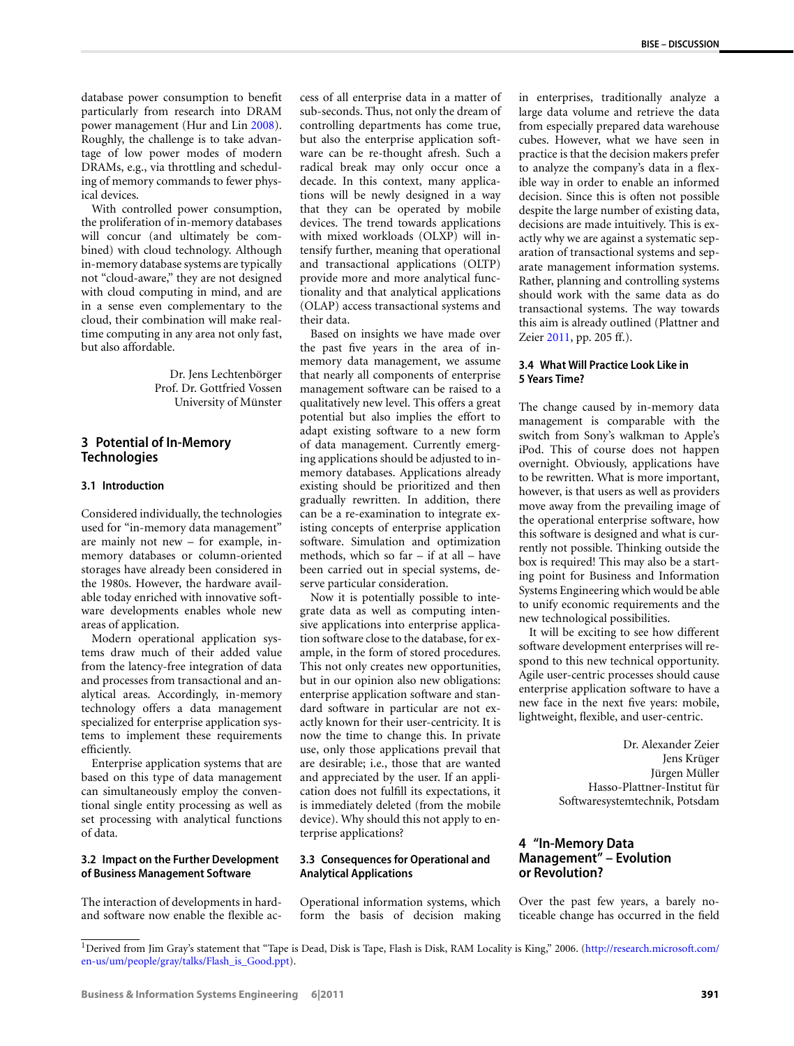database power consumption to benefit particularly from research into DRAM power management (Hur and Lin 2008). Roughly, the challenge is to take advantage of low power modes of modern DRAMs, e.g., via throttling and scheduling of memory commands to fewer physical devices.

With controlled power consumption, the proliferation of in-memory databases will concur (and ultimately be combined) with cloud technology. Although in-memory database systems are typically not "cloud-aware," they are not designed with cloud computing in mind, and are in a sense even complementary to the cloud, their combination will make real-time computing in any area not only fast, but also affordable.

Dr. Jens Lechtenbörger
Prof. Dr. Gottfried Vossen
University of Münster

## 3 Potential of In-Memory Technologies

### 3.1 Introduction

Considered individually, the technologies used for "in-memory data management" are mainly not new – for example, in-memory databases or column-oriented storages have already been considered in the 1980s. However, the hardware available today enriched with innovative software developments enables whole new areas of application.

Modern operational application systems draw much of their added value from the latency-free integration of data and processes from transactional and analytical areas. Accordingly, in-memory technology offers a data management specialized for enterprise application systems to implement these requirements efficiently.

Enterprise application systems that are based on this type of data management can simultaneously employ the conventional single entity processing as well as set processing with analytical functions of data.

### 3.2 Impact on the Further Development of Business Management Software

The interaction of developments in hard- and software now enable the flexible access of all enterprise data in a matter of sub-seconds. Thus, not only the dream of controlling departments has come true, but also the enterprise application software can be re-thought afresh. Such a radical break may only occur once a decade. In this context, many applications will be newly designed in a way that they can be operated by mobile devices. The trend towards applications with mixed workloads (OLXP) will intensify further, meaning that operational and transactional applications (OLTP) provide more and more analytical functionality and that analytical applications (OLAP) access transactional systems and their data.

Based on insights we have made over the past five years in the area of in-memory data management, we assume that nearly all components of enterprise management software can be raised to a qualitatively new level. This offers a great potential but also implies the effort to adapt existing software to a new form of data management. Currently emerging applications should be adjusted to in-memory databases. Applications already existing should be prioritized and then gradually rewritten. In addition, there can be a re-examination to integrate existing concepts of enterprise application software. Simulation and optimization methods, which so far – if at all – have been carried out in special systems, deserve particular consideration.

Now it is potentially possible to integrate data as well as computing intensive applications into enterprise application software close to the database, for example, in the form of stored procedures. This not only creates new opportunities, but in our opinion also new obligations: enterprise application software and standard software in particular are not exactly known for their user-centricity. It is now the time to change this. In private use, only those applications prevail that are desirable; i.e., those that are wanted and appreciated by the user. If an application does not fulfill its expectations, it is immediately deleted (from the mobile device). Why should this not apply to enterprise applications?

### 3.3 Consequences for Operational and Analytical Applications

Operational information systems, which form the basis of decision making in enterprises, traditionally analyze a large data volume and retrieve the data from especially prepared data warehouse cubes. However, what we have seen in practice is that the decision makers prefer to analyze the company's data in a flexible way in order to enable an informed decision. Since this is often not possible despite the large number of existing data, decisions are made intuitively. This is exactly why we are against a systematic separation of transactional systems and separate management information systems. Rather, planning and controlling systems should work with the same data as do transactional systems. The way towards this aim is already outlined (Plattner and Zeier 2011, pp. 205 ff.).

### 3.4 What Will Practice Look Like in 5 Years Time?

The change caused by in-memory data management is comparable with the switch from Sony's walkman to Apple's iPod. This of course does not happen overnight. Obviously, applications have to be rewritten. What is more important, however, is that users as well as providers move away from the prevailing image of the operational enterprise software, how this software is designed and what is currently not possible. Thinking outside the box is required! This may also be a starting point for Business and Information Systems Engineering which would be able to unify economic requirements and the new technological possibilities.

It will be exciting to see how different software development enterprises will respond to this new technical opportunity. Agile user-centric processes should cause enterprise application software to have a new face in the next five years: mobile, lightweight, flexible, and user-centric.

Dr. Alexander Zeier
Jens Krüger
Jürgen Müller
Hasso-Plattner-Institut für Softwaresystemtechnik, Potsdam

## 4 "In-Memory Data Management" – Evolution or Revolution?

Over the past few years, a barely noticeable change has occurred in the field

---

[1] Derived from Jim Gray's statement that "Tape is Dead, Disk is Tape, Flash is Disk, RAM Locality is King," 2006. (http://research.microsoft.com/en-us/um/people/gray/talks/Flash_is_Good.ppt).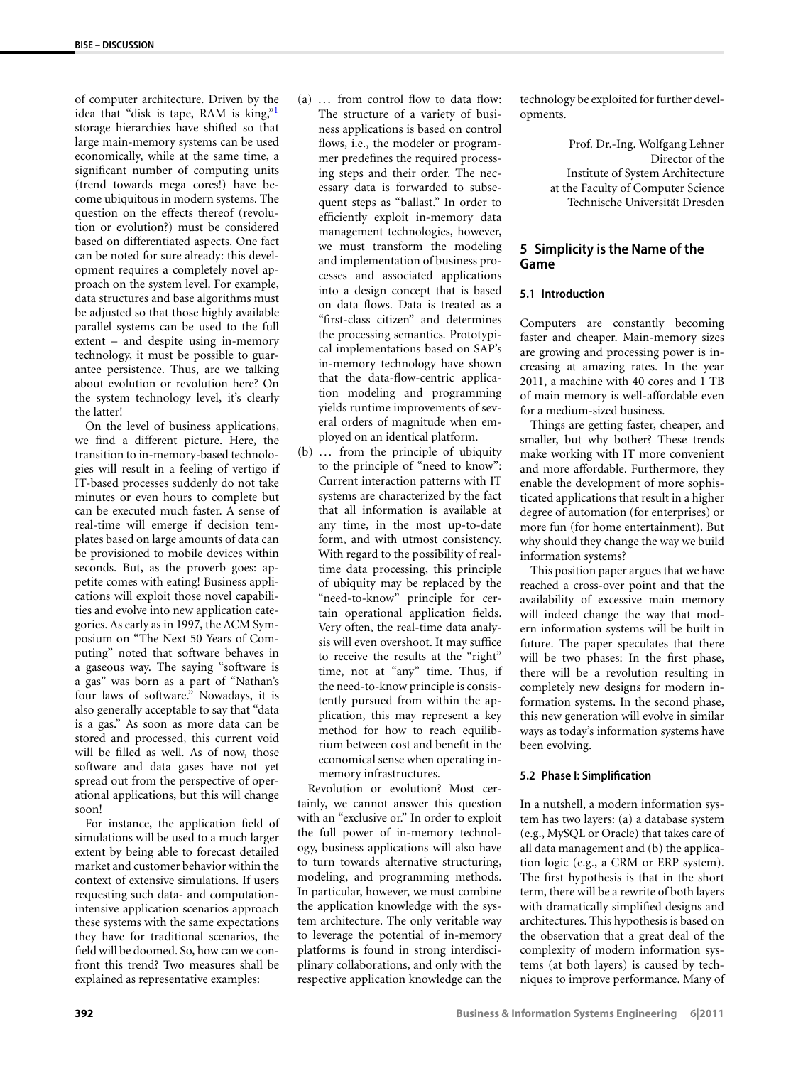of computer architecture. Driven by the idea that "disk is tape, RAM is king,"[1] storage hierarchies have shifted so that large main-memory systems can be used economically, while at the same time, a significant number of computing units (trend towards mega cores!) have become ubiquitous in modern systems. The question on the effects thereof (revolution or evolution?) must be considered based on differentiated aspects. One fact can be noted for sure already: this development requires a completely novel approach on the system level. For example, data structures and base algorithms must be adjusted so that those highly available parallel systems can be used to the full extent – and despite using in-memory technology, it must be possible to guarantee persistence. Thus, are we talking about evolution or revolution here? On the system technology level, it's clearly the latter!

On the level of business applications, we find a different picture. Here, the transition to in-memory-based technologies will result in a feeling of vertigo if IT-based processes suddenly do not take minutes or even hours to complete but can be executed much faster. A sense of real-time will emerge if decision templates based on large amounts of data can be provisioned to mobile devices within seconds. But, as the proverb goes: appetite comes with eating! Business applications will exploit those novel capabilities and evolve into new application categories. As early as in 1997, the ACM Symposium on "The Next 50 Years of Computing" noted that software behaves in a gaseous way. The saying "software is a gas" was born as a part of "Nathan's four laws of software." Nowadays, it is also generally acceptable to say that "data is a gas." As soon as more data can be stored and processed, this current void will be filled as well. As of now, those software and data gases have not yet spread out from the perspective of operational applications, but this will change soon!

For instance, the application field of simulations will be used to a much larger extent by being able to forecast detailed market and customer behavior within the context of extensive simulations. If users requesting such data- and computation-intensive application scenarios approach these systems with the same expectations they have for traditional scenarios, the field will be doomed. So, how can we confront this trend? Two measures shall be explained as representative examples:

(a) … from control flow to data flow: The structure of a variety of business applications is based on control flows, i.e., the modeler or programmer predefines the required processing steps and their order. The necessary data is forwarded to subsequent steps as "ballast." In order to efficiently exploit in-memory data management technologies, however, we must transform the modeling and implementation of business processes and associated applications into a design concept that is based on data flows. Data is treated as a "first-class citizen" and determines the processing semantics. Prototypical implementations based on SAP's in-memory technology have shown that the data-flow-centric application modeling and programming yields runtime improvements of several orders of magnitude when employed on an identical platform.

(b) … from the principle of ubiquity to the principle of "need to know": Current interaction patterns with IT systems are characterized by the fact that all information is available at any time, in the most up-to-date form, and with utmost consistency. With regard to the possibility of real-time data processing, this principle of ubiquity may be replaced by the "need-to-know" principle for certain operational application fields. Very often, the real-time data analysis will even overshoot. It may suffice to receive the results at the "right" time, not at "any" time. Thus, if the need-to-know principle is consistently pursued from within the application, this may represent a key method for how to reach equilibrium between cost and benefit in the economical sense when operating in-memory infrastructures.

Revolution or evolution? Most certainly, we cannot answer this question with an "exclusive or." In order to exploit the full power of in-memory technology, business applications will also have to turn towards alternative structuring, modeling, and programming methods. In particular, however, we must combine the application knowledge with the system architecture. The only veritable way to leverage the potential of in-memory platforms is found in strong interdisciplinary collaborations, and only with the respective application knowledge can the technology be exploited for further developments.

Prof. Dr.-Ing. Wolfgang Lehner
Director of the
Institute of System Architecture
at the Faculty of Computer Science
Technische Universität Dresden

## 5 Simplicity is the Name of the Game

### 5.1 Introduction

Computers are constantly becoming faster and cheaper. Main-memory sizes are growing and processing power is increasing at amazing rates. In the year 2011, a machine with 40 cores and 1 TB of main memory is well-affordable even for a medium-sized business.

Things are getting faster, cheaper, and smaller, but why bother? These trends make working with IT more convenient and more affordable. Furthermore, they enable the development of more sophisticated applications that result in a higher degree of automation (for enterprises) or more fun (for home entertainment). But why should they change the way we build information systems?

This position paper argues that we have reached a cross-over point and that the availability of excessive main memory will indeed change the way that modern information systems will be built in future. The paper speculates that there will be two phases: In the first phase, there will be a revolution resulting in completely new designs for modern information systems. In the second phase, this new generation will evolve in similar ways as today's information systems have been evolving.

### 5.2 Phase I: Simplification

In a nutshell, a modern information system has two layers: (a) a database system (e.g., MySQL or Oracle) that takes care of all data management and (b) the application logic (e.g., a CRM or ERP system). The first hypothesis is that in the short term, there will be a rewrite of both layers with dramatically simplified designs and architectures. This hypothesis is based on the observation that a great deal of the complexity of modern information systems (at both layers) is caused by techniques to improve performance. Many of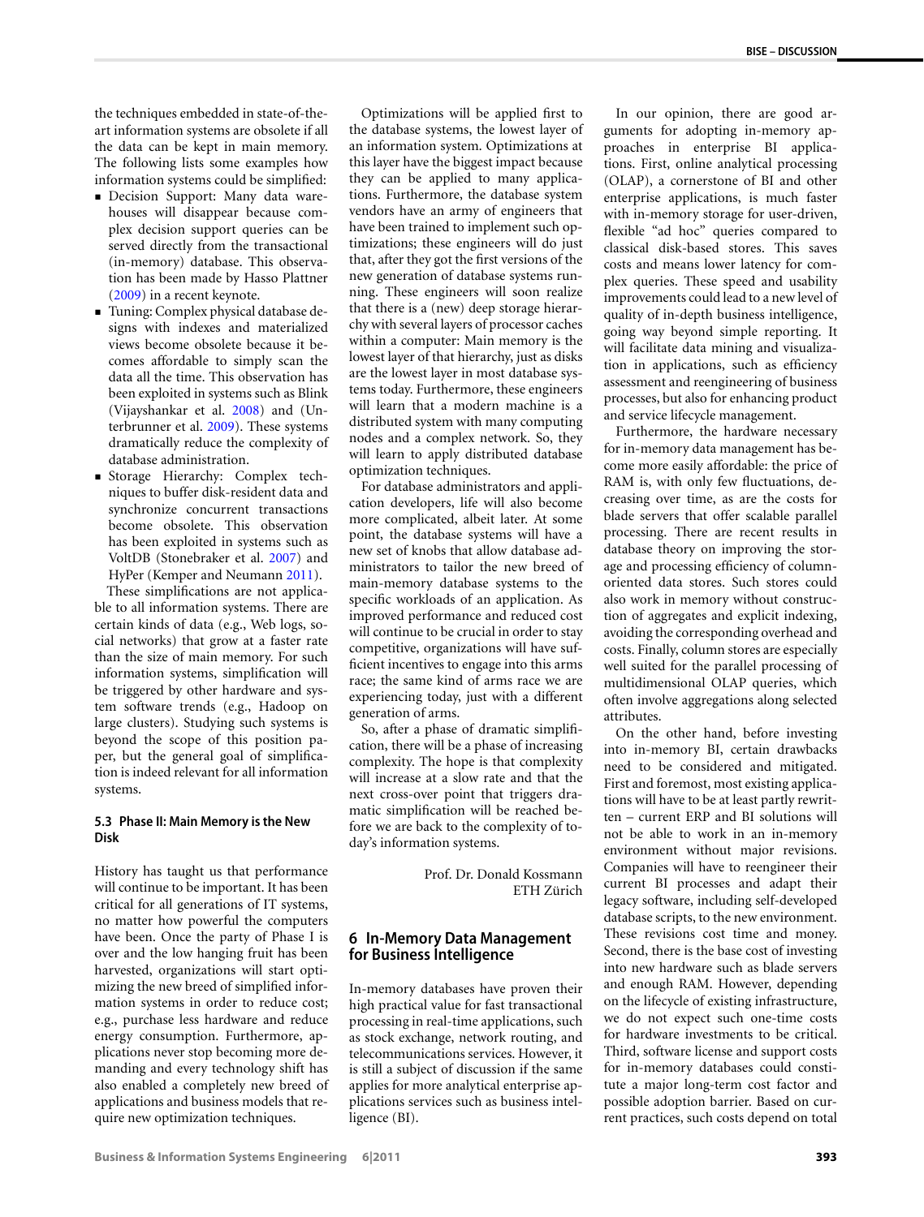the techniques embedded in state-of-the-art information systems are obsolete if all the data can be kept in main memory. The following lists some examples how information systems could be simplified:

- Decision Support: Many data warehouses will disappear because complex decision support queries can be served directly from the transactional (in-memory) database. This observation has been made by Hasso Plattner (2009) in a recent keynote.
- Tuning: Complex physical database designs with indexes and materialized views become obsolete because it becomes affordable to simply scan the data all the time. This observation has been exploited in systems such as Blink (Vijayshankar et al. 2008) and (Unterbrunner et al. 2009). These systems dramatically reduce the complexity of database administration.
- Storage Hierarchy: Complex techniques to buffer disk-resident data and synchronize concurrent transactions become obsolete. This observation has been exploited in systems such as VoltDB (Stonebraker et al. 2007) and HyPer (Kemper and Neumann 2011).

These simplifications are not applicable to all information systems. There are certain kinds of data (e.g., Web logs, social networks) that grow at a faster rate than the size of main memory. For such information systems, simplification will be triggered by other hardware and system software trends (e.g., Hadoop on large clusters). Studying such systems is beyond the scope of this position paper, but the general goal of simplification is indeed relevant for all information systems.

### 5.3 Phase II: Main Memory is the New Disk

History has taught us that performance will continue to be important. It has been critical for all generations of IT systems, no matter how powerful the computers have been. Once the party of Phase I is over and the low hanging fruit has been harvested, organizations will start optimizing the new breed of simplified information systems in order to reduce cost; e.g., purchase less hardware and reduce energy consumption. Furthermore, applications never stop becoming more demanding and every technology shift has also enabled a completely new breed of applications and business models that require new optimization techniques.

Optimizations will be applied first to the database systems, the lowest layer of an information system. Optimizations at this layer have the biggest impact because they can be applied to many applications. Furthermore, the database system vendors have an army of engineers that have been trained to implement such optimizations; these engineers will do just that, after they got the first versions of the new generation of database systems running. These engineers will soon realize that there is a (new) deep storage hierarchy with several layers of processor caches within a computer: Main memory is the lowest layer of that hierarchy, just as disks are the lowest layer in most database systems today. Furthermore, these engineers will learn that a modern machine is a distributed system with many computing nodes and a complex network. So, they will learn to apply distributed database optimization techniques.

For database administrators and application developers, life will also become more complicated, albeit later. At some point, the database systems will have a new set of knobs that allow database administrators to tailor the new breed of main-memory database systems to the specific workloads of an application. As improved performance and reduced cost will continue to be crucial in order to stay competitive, organizations will have sufficient incentives to engage into this arms race; the same kind of arms race we are experiencing today, just with a different generation of arms.

So, after a phase of dramatic simplification, there will be a phase of increasing complexity. The hope is that complexity will increase at a slow rate and that the next cross-over point that triggers dramatic simplification will be reached before we are back to the complexity of today's information systems.

Prof. Dr. Donald Kossmann
ETH Zürich

## 6 In-Memory Data Management for Business Intelligence

In-memory databases have proven their high practical value for fast transactional processing in real-time applications, such as stock exchange, network routing, and telecommunications services. However, it is still a subject of discussion if the same applies for more analytical enterprise applications services such as business intelligence (BI).

In our opinion, there are good arguments for adopting in-memory approaches in enterprise BI applications. First, online analytical processing (OLAP), a cornerstone of BI and other enterprise applications, is much faster with in-memory storage for user-driven, flexible "ad hoc" queries compared to classical disk-based stores. This saves costs and means lower latency for complex queries. These speed and usability improvements could lead to a new level of quality of in-depth business intelligence, going way beyond simple reporting. It will facilitate data mining and visualization in applications, such as efficiency assessment and reengineering of business processes, but also for enhancing product and service lifecycle management.

Furthermore, the hardware necessary for in-memory data management has become more easily affordable: the price of RAM is, with only few fluctuations, decreasing over time, as are the costs for blade servers that offer scalable parallel processing. There are recent results in database theory on improving the storage and processing efficiency of column-oriented data stores. Such stores could also work in memory without construction of aggregates and explicit indexing, avoiding the corresponding overhead and costs. Finally, column stores are especially well suited for the parallel processing of multidimensional OLAP queries, which often involve aggregations along selected attributes.

On the other hand, before investing into in-memory BI, certain drawbacks need to be considered and mitigated. First and foremost, most existing applications will have to be at least partly rewritten – current ERP and BI solutions will not be able to work in an in-memory environment without major revisions. Companies will have to reengineer their current BI processes and adapt their legacy software, including self-developed database scripts, to the new environment. These revisions cost time and money. Second, there is the base cost of investing into new hardware such as blade servers and enough RAM. However, depending on the lifecycle of existing infrastructure, we do not expect such one-time costs for hardware investments to be critical. Third, software license and support costs for in-memory databases could constitute a major long-term cost factor and possible adoption barrier. Based on current practices, such costs depend on total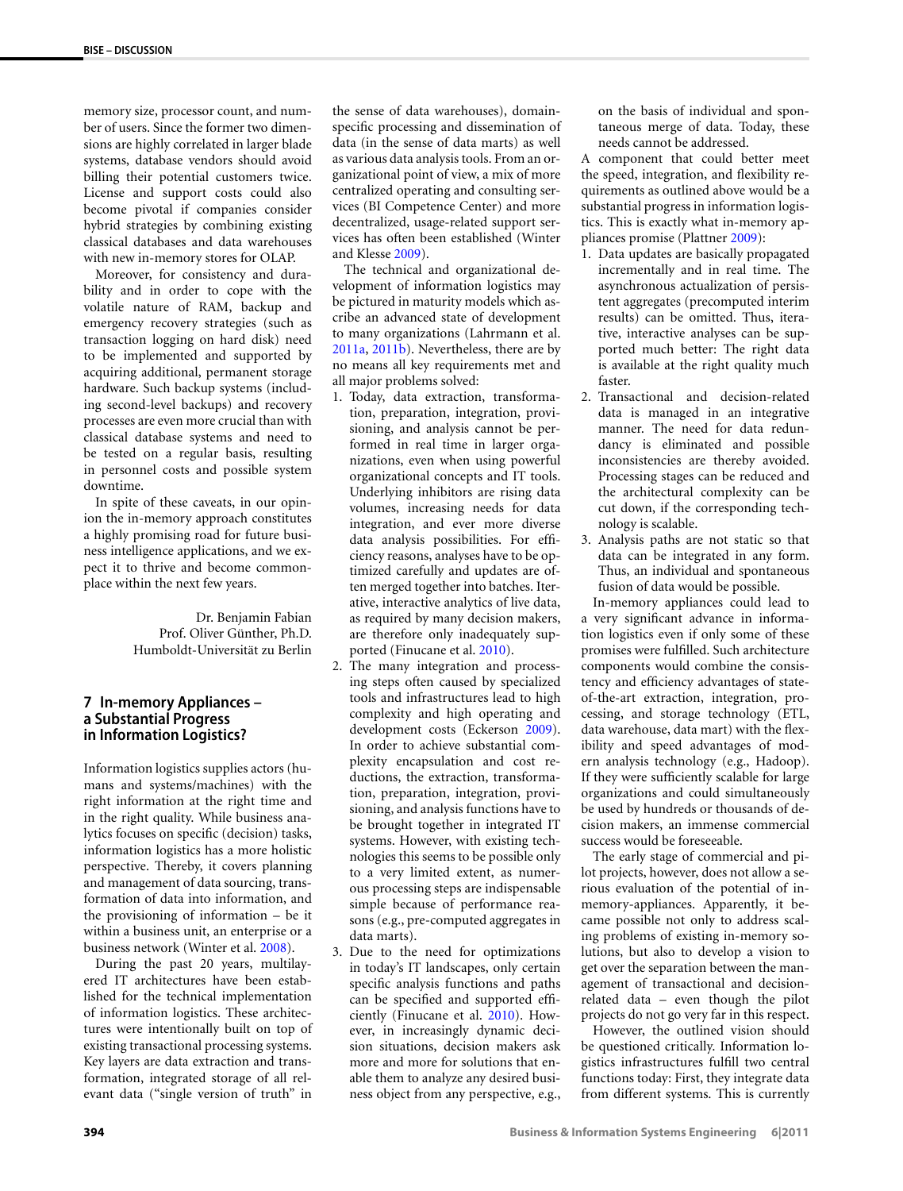memory size, processor count, and number of users. Since the former two dimensions are highly correlated in larger blade systems, database vendors should avoid billing their potential customers twice. License and support costs could also become pivotal if companies consider hybrid strategies by combining existing classical databases and data warehouses with new in-memory stores for OLAP.

Moreover, for consistency and durability and in order to cope with the volatile nature of RAM, backup and emergency recovery strategies (such as transaction logging on hard disk) need to be implemented and supported by acquiring additional, permanent storage hardware. Such backup systems (including second-level backups) and recovery processes are even more crucial than with classical database systems and need to be tested on a regular basis, resulting in personnel costs and possible system downtime.

In spite of these caveats, in our opinion the in-memory approach constitutes a highly promising road for future business intelligence applications, and we expect it to thrive and become commonplace within the next few years.

Dr. Benjamin Fabian
Prof. Oliver Günther, Ph.D.
Humboldt-Universität zu Berlin

## 7 In-memory Appliances – a Substantial Progress in Information Logistics?

Information logistics supplies actors (humans and systems/machines) with the right information at the right time and in the right quality. While business analytics focuses on specific (decision) tasks, information logistics has a more holistic perspective. Thereby, it covers planning and management of data sourcing, transformation of data into information, and the provisioning of information – be it within a business unit, an enterprise or a business network (Winter et al. 2008).

During the past 20 years, multilayered IT architectures have been established for the technical implementation of information logistics. These architectures were intentionally built on top of existing transactional processing systems. Key layers are data extraction and transformation, integrated storage of all relevant data ("single version of truth" in the sense of data warehouses), domain-specific processing and dissemination of data (in the sense of data marts) as well as various data analysis tools. From an organizational point of view, a mix of more centralized operating and consulting services (BI Competence Center) and more decentralized, usage-related support services has often been established (Winter and Klesse 2009).

The technical and organizational development of information logistics may be pictured in maturity models which ascribe an advanced state of development to many organizations (Lahrmann et al. 2011a, 2011b). Nevertheless, there are by no means all key requirements met and all major problems solved:

1. Today, data extraction, transformation, preparation, integration, provisioning, and analysis cannot be performed in real time in larger organizations, even when using powerful organizational concepts and IT tools. Underlying inhibitors are rising data volumes, increasing needs for data integration, and ever more diverse data analysis possibilities. For efficiency reasons, analyses have to be optimized carefully and updates are often merged together into batches. Iterative, interactive analytics of live data, as required by many decision makers, are therefore only inadequately supported (Finucane et al. 2010).
2. The many integration and processing steps often caused by specialized tools and infrastructures lead to high complexity and high operating and development costs (Eckerson 2009). In order to achieve substantial complexity encapsulation and cost reductions, the extraction, transformation, preparation, integration, provisioning, and analysis functions have to be brought together in integrated IT systems. However, with existing technologies this seems to be possible only to a very limited extent, as numerous processing steps are indispensable simple because of performance reasons (e.g., pre-computed aggregates in data marts).
3. Due to the need for optimizations in today's IT landscapes, only certain specific analysis functions and paths can be specified and supported efficiently (Finucane et al. 2010). However, in increasingly dynamic decision situations, decision makers ask more and more for solutions that enable them to analyze any desired business object from any perspective, e.g., on the basis of individual and spontaneous merge of data. Today, these needs cannot be addressed.

A component that could better meet the speed, integration, and flexibility requirements as outlined above would be a substantial progress in information logistics. This is exactly what in-memory appliances promise (Plattner 2009):

1. Data updates are basically propagated incrementally and in real time. The asynchronous actualization of persistent aggregates (precomputed interim results) can be omitted. Thus, iterative, interactive analyses can be supported much better: The right data is available at the right quality much faster.
2. Transactional and decision-related data is managed in an integrative manner. The need for data redundancy is eliminated and possible inconsistencies are thereby avoided. Processing stages can be reduced and the architectural complexity can be cut down, if the corresponding technology is scalable.
3. Analysis paths are not static so that data can be integrated in any form. Thus, an individual and spontaneous fusion of data would be possible.

In-memory appliances could lead to a very significant advance in information logistics even if only some of these promises were fulfilled. Such architecture components would combine the consistency and efficiency advantages of state-of-the-art extraction, integration, processing, and storage technology (ETL, data warehouse, data mart) with the flexibility and speed advantages of modern analysis technology (e.g., Hadoop). If they were sufficiently scalable for large organizations and could simultaneously be used by hundreds or thousands of decision makers, an immense commercial success would be foreseeable.

The early stage of commercial and pilot projects, however, does not allow a serious evaluation of the potential of in-memory-appliances. Apparently, it became possible not only to address scaling problems of existing in-memory solutions, but also to develop a vision to get over the separation between the management of transactional and decision-related data – even though the pilot projects do not go very far in this respect.

However, the outlined vision should be questioned critically. Information logistics infrastructures fulfill two central functions today: First, they integrate data from different systems. This is currently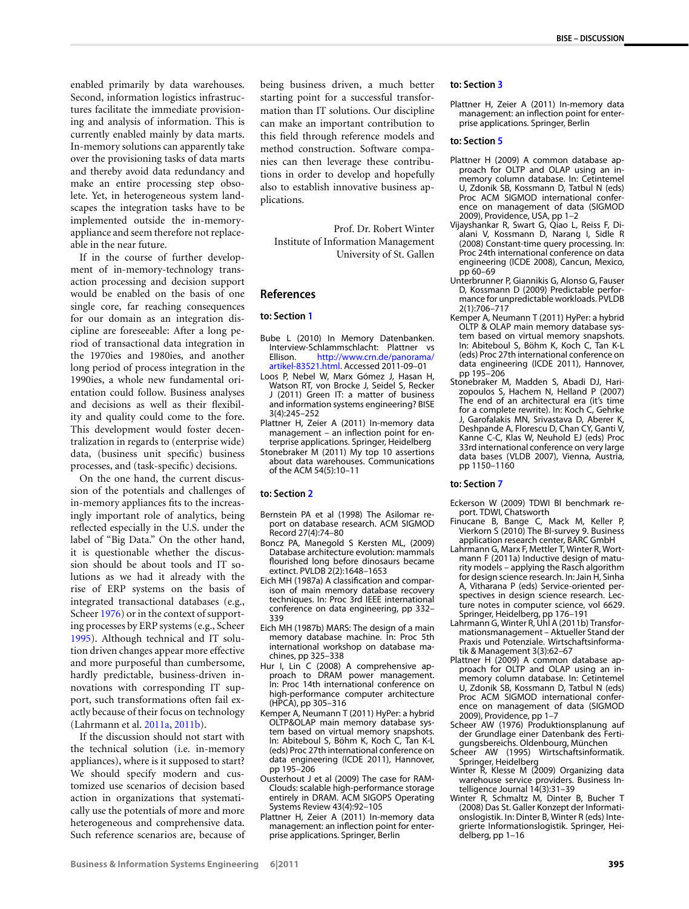enabled primarily by data warehouses. Second, information logistics infrastructures facilitate the immediate provisioning and analysis of information. This is currently enabled mainly by data marts. In-memory solutions can apparently take over the provisioning tasks of data marts and thereby avoid data redundancy and make an entire processing step obsolete. Yet, in heterogeneous system landscapes the integration tasks have to be implemented outside the in-memory-appliance and seem therefore not replaceable in the near future.

If in the course of further development of in-memory-technology transaction processing and decision support would be enabled on the basis of one single core, far reaching consequences for our domain as an integration discipline are foreseeable: After a long period of transactional data integration in the 1970ies and 1980ies, and another long period of process integration in the 1990ies, a whole new fundamental orientation could follow. Business analyses and decisions as well as their flexibility and quality could come to the fore. This development would foster decentralization in regards to (enterprise wide) data, (business unit specific) business processes, and (task-specific) decisions.

On the one hand, the current discussion of the potentials and challenges of in-memory appliances fits to the increasingly important role of analytics, being reflected especially in the U.S. under the label of "Big Data." On the other hand, it is questionable whether the discussion should be about tools and IT solutions as we had it already with the rise of ERP systems on the basis of integrated transactional databases (e.g., Scheer 1976) or in the context of supporting processes by ERP systems (e.g., Scheer 1995). Although technical and IT solution driven changes appear more effective and more purposeful than cumbersome, hardly predictable, business-driven innovations with corresponding IT support, such transformations often fail exactly because of their focus on technology (Lahrmann et al. 2011a, 2011b).

If the discussion should not start with the technical solution (i.e. in-memory appliances), where is it supposed to start? We should specify modern and customized use scenarios of decision based action in organizations that systematically use the potentials of more and more heterogeneous and comprehensive data. Such reference scenarios are, because of being business driven, a much better starting point for a successful transformation than IT solutions. Our discipline can make an important contribution to this field through reference models and method construction. Software companies can then leverage these contributions in order to develop and hopefully also to establish innovative business applications.

Prof. Dr. Robert Winter
Institute of Information Management
University of St. Gallen

## References

### to: Section 1

Bube L (2010) In Memory Datenbanken. Interview-Schlammschlacht: Plattner vs Ellison. http://www.crn.de/panorama/artikel-83521.html. Accessed 2011-09-01

Loos P, Nebel W, Marx Gómez J, Hasan H, Watson RT, von Brocke J, Seidel S, Recker J (2011) Green IT: a matter of business and information systems engineering? BISE 3(4):245–252

Plattner H, Zeier A (2011) In-memory data management – an inflection point for enterprise applications. Springer, Heidelberg

Stonebraker M (2011) My top 10 assertions about data warehouses. Communications of the ACM 54(5):10–11

### to: Section 2

Bernstein PA et al (1998) The Asilomar report on database research. ACM SIGMOD Record 27(4):74–80

Boncz PA, Manegold S Kersten ML, (2009) Database architecture evolution: mammals flourished long before dinosaurs became extinct. PVLDB 2(2):1648–1653

Eich MH (1987a) A classification and comparison of main memory database recovery techniques. In: Proc 3rd IEEE international conference on data engineering, pp 332–339

Eich MH (1987b) MARS: The design of a main memory database machine. In: Proc 5th international workshop on database machines, pp 325–338

Hur I, Lin C (2008) A comprehensive approach to DRAM power management. In: Proc 14th international conference on high-performance computer architecture (HPCA), pp 305–316

Kemper A, Neumann T (2011) HyPer: a hybrid OLTP&OLAP main memory database system based on virtual memory snapshots. In: Abiteboul S, Böhm K, Koch C, Tan K-L (eds) Proc 27th international conference on data engineering (ICDE 2011), Hannover, pp 195–206

Ousterhout J et al (2009) The case for RAMClouds: scalable high-performance storage entirely in DRAM. ACM SIGOPS Operating Systems Review 43(4):92–105

Plattner H, Zeier A (2011) In-memory data management: an inflection point for enterprise applications. Springer, Berlin

### to: Section 3

Plattner H, Zeier A (2011) In-memory data management: an inflection point for enterprise applications. Springer, Berlin

### to: Section 5

Plattner H (2009) A common database approach for OLTP and OLAP using an in-memory column database. In: Cetintemel U, Zdonik SB, Kossmann D, Tatbul N (eds) Proc ACM SIGMOD international conference on management of data (SIGMOD 2009), Providence, USA, pp 1–2

Vijayshankar R, Swart G, Qiao L, Reiss F, Dialani V, Kossmann D, Narang I, Sidle R (2008) Constant-time query processing. In: Proc 24th international conference on data engineering (ICDE 2008), Cancun, Mexico, pp 60–69

Unterbrunner P, Giannikis G, Alonso G, Fauser D, Kossmann D (2009) Predictable performance for unpredictable workloads. PVLDB 2(1):706–717

Kemper A, Neumann T (2011) HyPer: a hybrid OLTP & OLAP main memory database system based on virtual memory snapshots. In: Abiteboul S, Böhm K, Koch C, Tan K-L (eds) Proc 27th international conference on data engineering (ICDE 2011), Hannover, pp 195–206

Stonebraker M, Madden S, Abadi DJ, Harizopoulos S, Hachem N, Helland P (2007) The end of an architectural era (it's time for a complete rewrite). In: Koch C, Gehrke J, Garofalakis MN, Srivastava D, Aberer K, Deshpande A, Florescu D, Chan CY, Ganti V, Kanne C-C, Klas W, Neuhold EJ (eds) Proc 33rd international conference on very large data bases (VLDB 2007), Vienna, Austria, pp 1150–1160

### to: Section 7

Eckerson W (2009) TDWI BI benchmark report. TDWI, Chatsworth

Finucane B, Bange C, Mack M, Keller P, Vierkorn S (2010) The BI-survey 9. Business application research center, BARC GmbH

Lahrmann G, Marx F, Mettler T, Winter R, Wortmann F (2011a) Inductive design of maturity models – applying the Rasch algorithm for design science research. In: Jain H, Sinha A, Vitharana P (eds) Service-oriented perspectives in design science research. Lecture notes in computer science, vol 6629. Springer, Heidelberg, pp 176–191

Lahrmann G, Winter R, Uhl A (2011b) Transformationsmanagement – Aktueller Stand der Praxis und Potenziale. Wirtschaftsinformatik & Management 3(3):62–67

Plattner H (2009) A common database approach for OLTP and OLAP using an in-memory column database. In: Cetintemel U, Zdonik SB, Kossmann D, Tatbul N (eds) Proc ACM SIGMOD international conference on management of data (SIGMOD 2009), Providence, pp 1–7

Scheer AW (1976) Produktionsplanung auf der Grundlage einer Datenbank des Fertigungsbereichs. Oldenbourg, München

Scheer AW (1995) Wirtschaftsinformatik. Springer, Heidelberg

Winter R, Klesse M (2009) Organizing data warehouse service providers. Business Intelligence Journal 14(3):31–39

Winter R, Schmaltz M, Dinter B, Bucher T (2008) Das St. Galler Konzept der Informationslogistik. In: Dinter B, Winter R (eds) Integrierte Informationslogistik. Springer, Heidelberg, pp 1–16